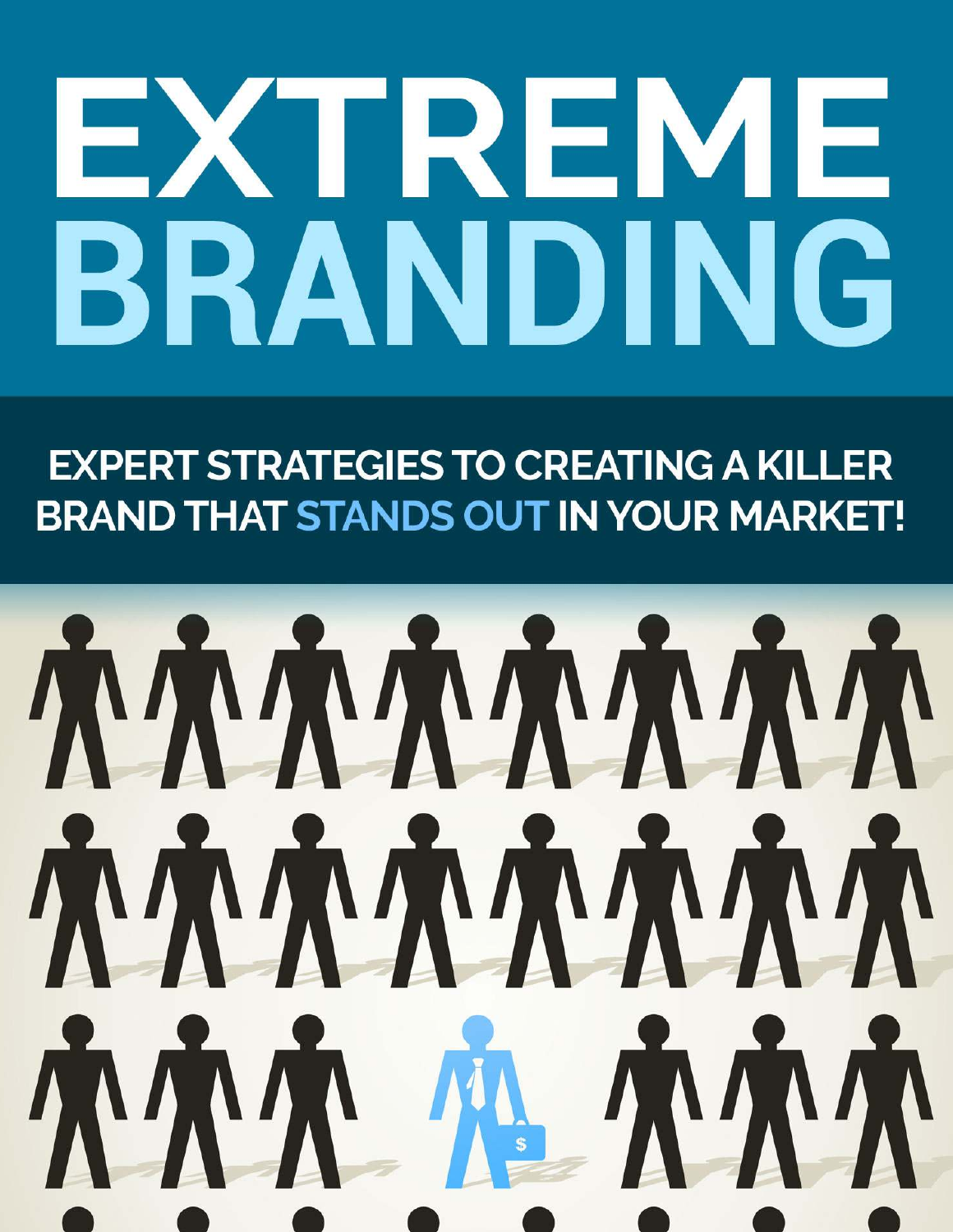# EXTREME BRANDING

## EXPERT STRATEGIES TO CREATING A KILLER BRAND THAT STANDS OUT IN YOUR MARKET!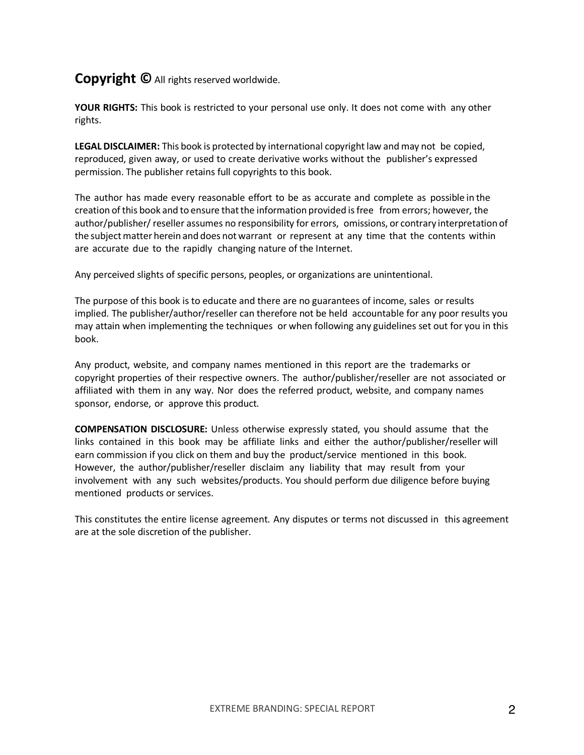**Copyright ©** All rights reserved worldwide.

**YOUR RIGHTS:** This book is restricted to your personal use only. It does not come with any other rights.

**LEGAL DISCLAIMER:** This book is protected by international copyright law and may not be copied, reproduced, given away, or used to create derivative works without the publisher's expressed permission. The publisher retains full copyrights to this book.

The author has made every reasonable effort to be as accurate and complete as possible in the creation of this book and to ensure that the information provided is free from errors; however, the author/publisher/ reseller assumes no responsibility for errors, omissions, or contrary interpretation of the subject matter herein and does not warrant or represent at any time that the contents within are accurate due to the rapidly changing nature of the Internet.

Any perceived slights of specific persons, peoples, or organizations are unintentional.

The purpose of this book is to educate and there are no guarantees of income, sales or results implied. The publisher/author/reseller can therefore not be held accountable for any poor results you may attain when implementing the techniques or when following any guidelines set out for you in this book.

Any product, website, and company names mentioned in this report are the trademarks or copyright properties of their respective owners. The author/publisher/reseller are not associated or affiliated with them in any way. Nor does the referred product, website, and company names sponsor, endorse, or approve this product.

**COMPENSATION DISCLOSURE:** Unless otherwise expressly stated, you should assume that the links contained in this book may be affiliate links and either the author/publisher/reseller will earn commission if you click on them and buy the product/service mentioned in this book. However, the author/publisher/reseller disclaim any liability that may result from your involvement with any such websites/products. You should perform due diligence before buying mentioned products or services.

This constitutes the entire license agreement. Any disputes or terms not discussed in this agreement are at the sole discretion of the publisher.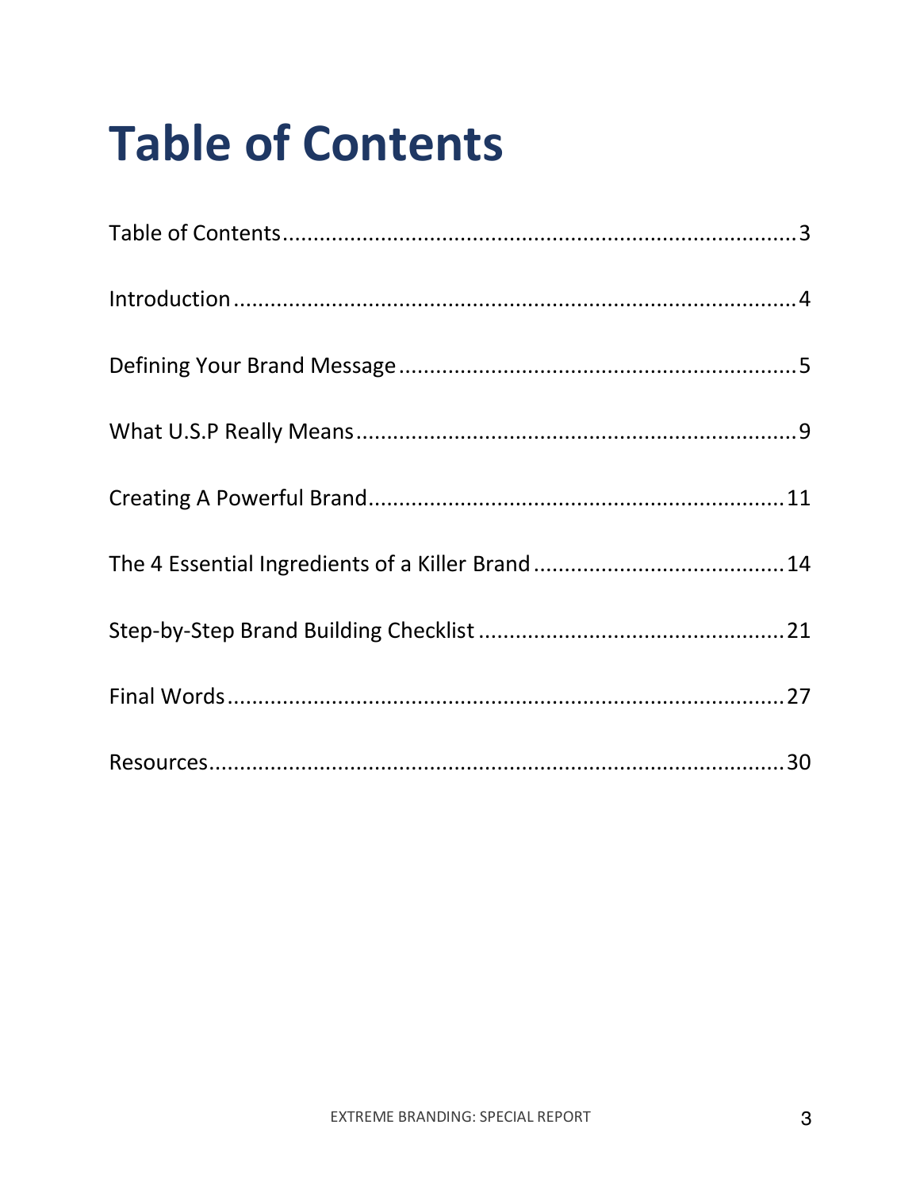# Table of Contents

Table of Contents....................................................................................3

Introduction...........................................................................................4

Defining Your Brand Message.................................................................5

What U.S.P Really Means........................................................................9

Creating A Powerful Brand....................................................................11

The 4 Essential Ingredients of a Killer Brand.........................................14

Step-by-Step Brand Building Checklist..................................................21

Final Words..........................................................................................27

Resources.............................................................................................30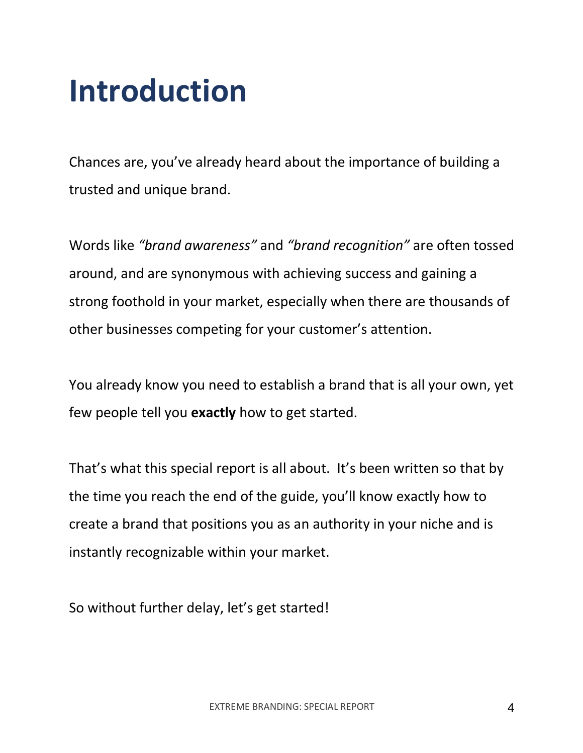# Introduction

Chances are, you've already heard about the importance of building a trusted and unique brand.

Words like *"brand awareness"* and *"brand recognition"* are often tossed around, and are synonymous with achieving success and gaining a strong foothold in your market, especially when there are thousands of other businesses competing for your customer's attention.

You already know you need to establish a brand that is all your own, yet few people tell you **exactly** how to get started.

That's what this special report is all about. It's been written so that by the time you reach the end of the guide, you'll know exactly how to create a brand that positions you as an authority in your niche and is instantly recognizable within your market.

So without further delay, let's get started!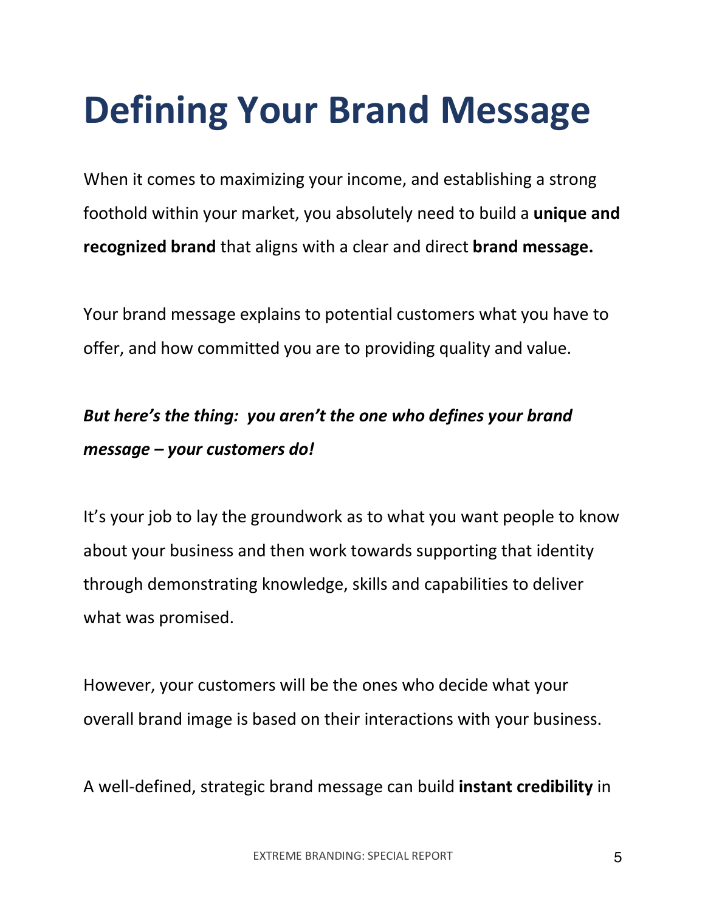# Defining Your Brand Message

When it comes to maximizing your income, and establishing a strong foothold within your market, you absolutely need to build a **unique and recognized brand** that aligns with a clear and direct **brand message.**

Your brand message explains to potential customers what you have to offer, and how committed you are to providing quality and value.

***But here's the thing: you aren't the one who defines your brand message – your customers do!***

It's your job to lay the groundwork as to what you want people to know about your business and then work towards supporting that identity through demonstrating knowledge, skills and capabilities to deliver what was promised.

However, your customers will be the ones who decide what your overall brand image is based on their interactions with your business.

A well-defined, strategic brand message can build **instant credibility** in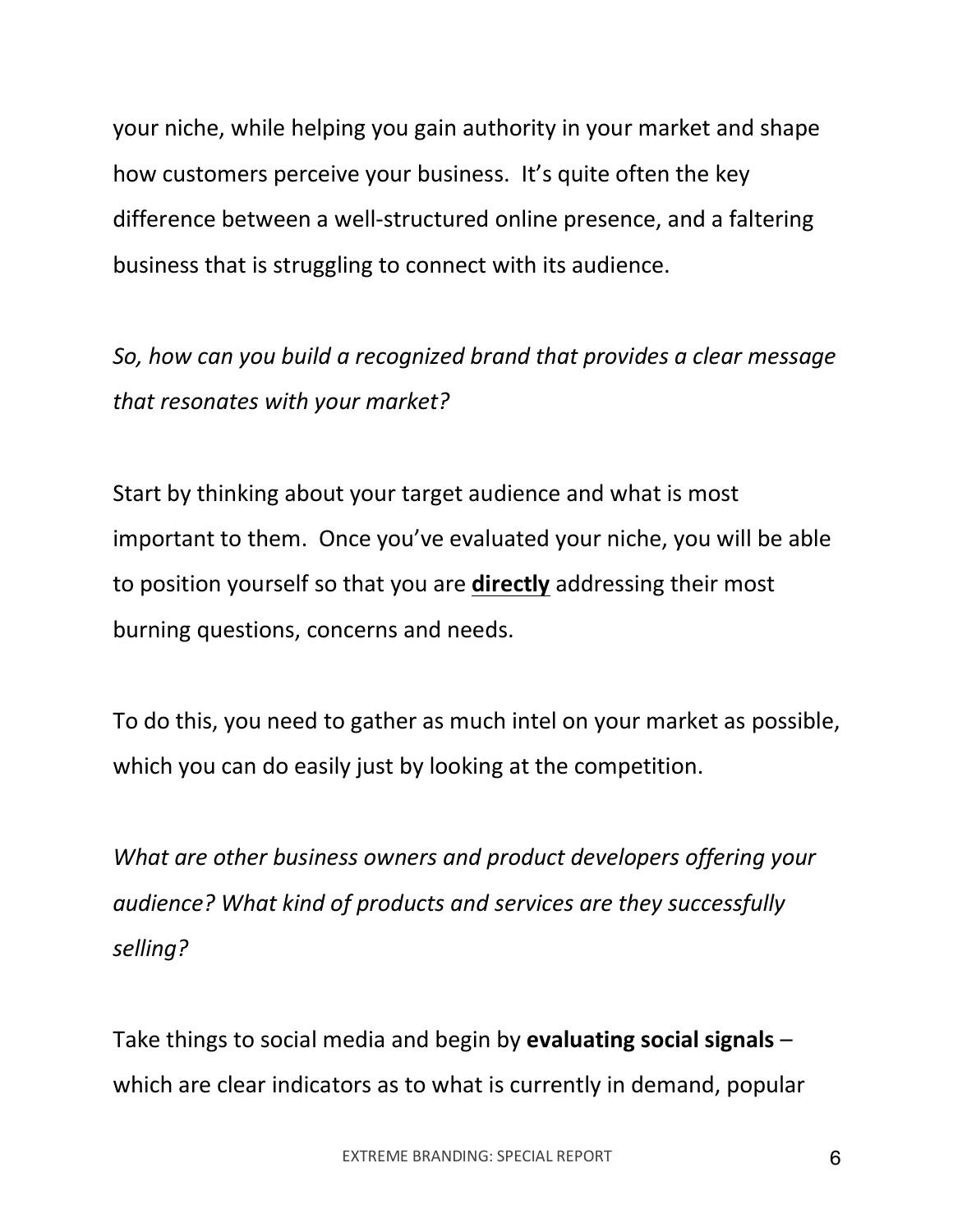your niche, while helping you gain authority in your market and shape how customers perceive your business.  It's quite often the key difference between a well-structured online presence, and a faltering business that is struggling to connect with its audience.

*So, how can you build a recognized brand that provides a clear message that resonates with your market?*

Start by thinking about your target audience and what is most important to them.  Once you've evaluated your niche, you will be able to position yourself so that you are <u>**directly**</u> addressing their most burning questions, concerns and needs.

To do this, you need to gather as much intel on your market as possible, which you can do easily just by looking at the competition.

*What are other business owners and product developers offering your audience? What kind of products and services are they successfully selling?*

Take things to social media and begin by **evaluating social signals** – which are clear indicators as to what is currently in demand, popular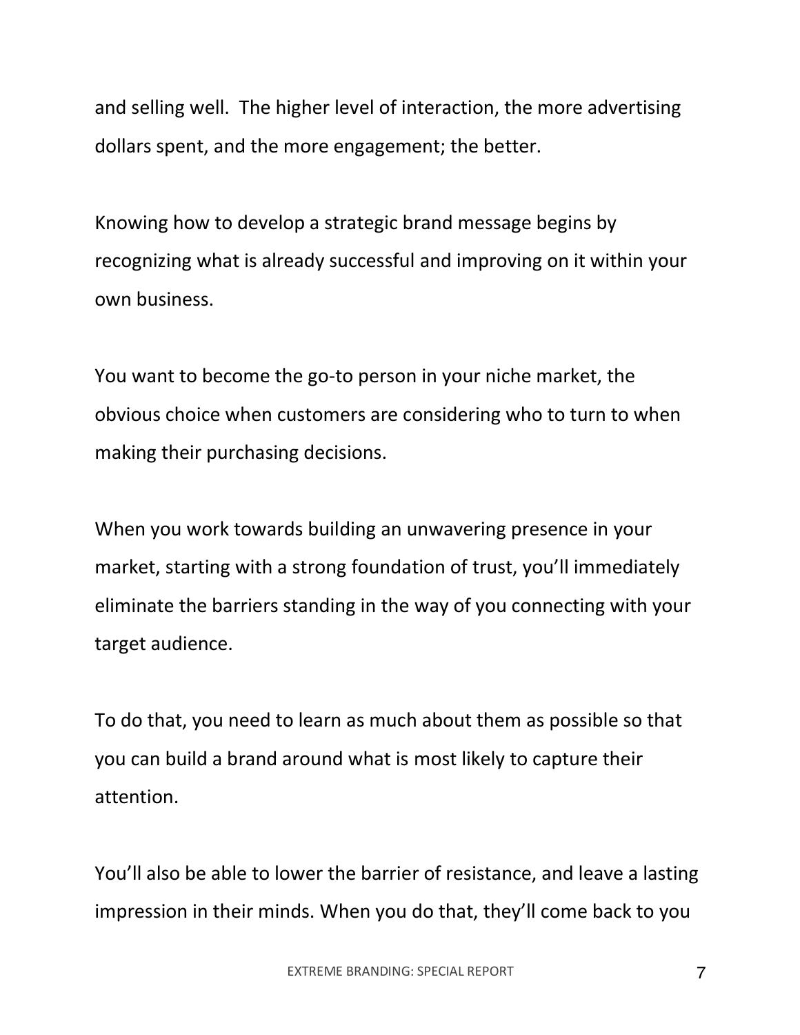and selling well. The higher level of interaction, the more advertising dollars spent, and the more engagement; the better.

Knowing how to develop a strategic brand message begins by recognizing what is already successful and improving on it within your own business.

You want to become the go-to person in your niche market, the obvious choice when customers are considering who to turn to when making their purchasing decisions.

When you work towards building an unwavering presence in your market, starting with a strong foundation of trust, you'll immediately eliminate the barriers standing in the way of you connecting with your target audience.

To do that, you need to learn as much about them as possible so that you can build a brand around what is most likely to capture their attention.

You'll also be able to lower the barrier of resistance, and leave a lasting impression in their minds. When you do that, they'll come back to you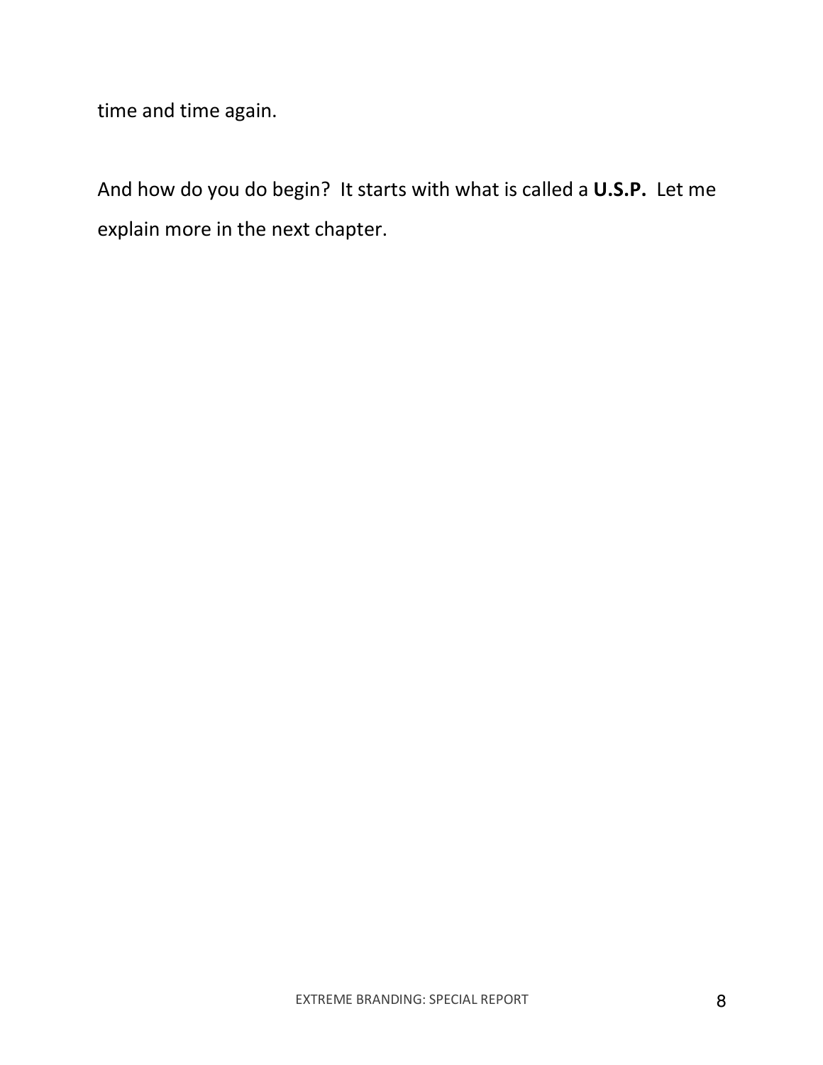time and time again.

And how do you do begin?  It starts with what is called a **U.S.P.**  Let me explain more in the next chapter.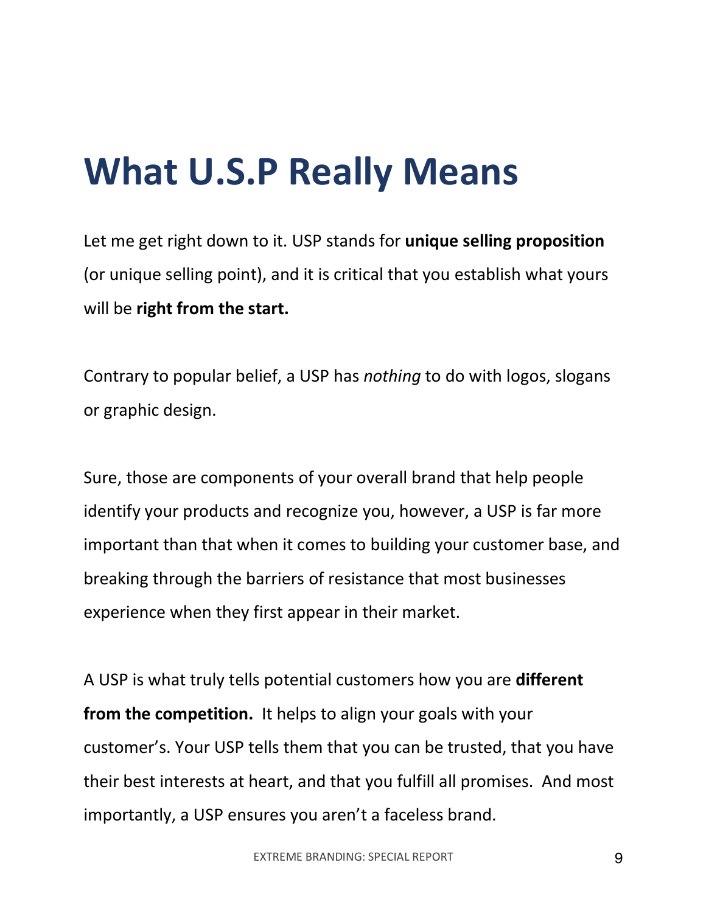# What U.S.P Really Means

Let me get right down to it. USP stands for **unique selling proposition** (or unique selling point), and it is critical that you establish what yours will be **right from the start.**

Contrary to popular belief, a USP has *nothing* to do with logos, slogans or graphic design.

Sure, those are components of your overall brand that help people identify your products and recognize you, however, a USP is far more important than that when it comes to building your customer base, and breaking through the barriers of resistance that most businesses experience when they first appear in their market.

A USP is what truly tells potential customers how you are **different from the competition.** It helps to align your goals with your customer's. Your USP tells them that you can be trusted, that you have their best interests at heart, and that you fulfill all promises. And most importantly, a USP ensures you aren't a faceless brand.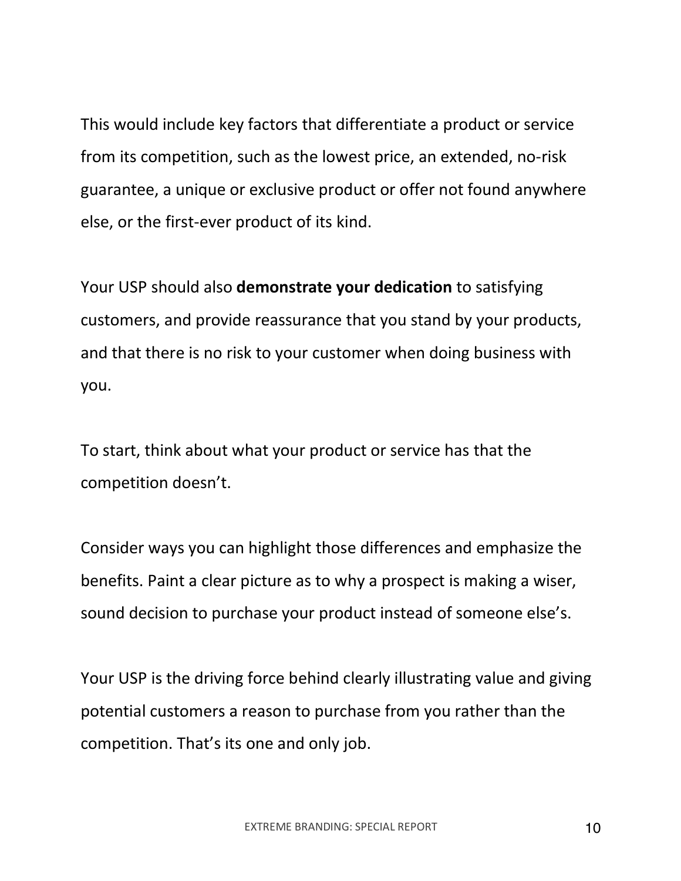This would include key factors that differentiate a product or service from its competition, such as the lowest price, an extended, no-risk guarantee, a unique or exclusive product or offer not found anywhere else, or the first-ever product of its kind.

Your USP should also **demonstrate your dedication** to satisfying customers, and provide reassurance that you stand by your products, and that there is no risk to your customer when doing business with you.

To start, think about what your product or service has that the competition doesn't.

Consider ways you can highlight those differences and emphasize the benefits. Paint a clear picture as to why a prospect is making a wiser, sound decision to purchase your product instead of someone else's.

Your USP is the driving force behind clearly illustrating value and giving potential customers a reason to purchase from you rather than the competition. That's its one and only job.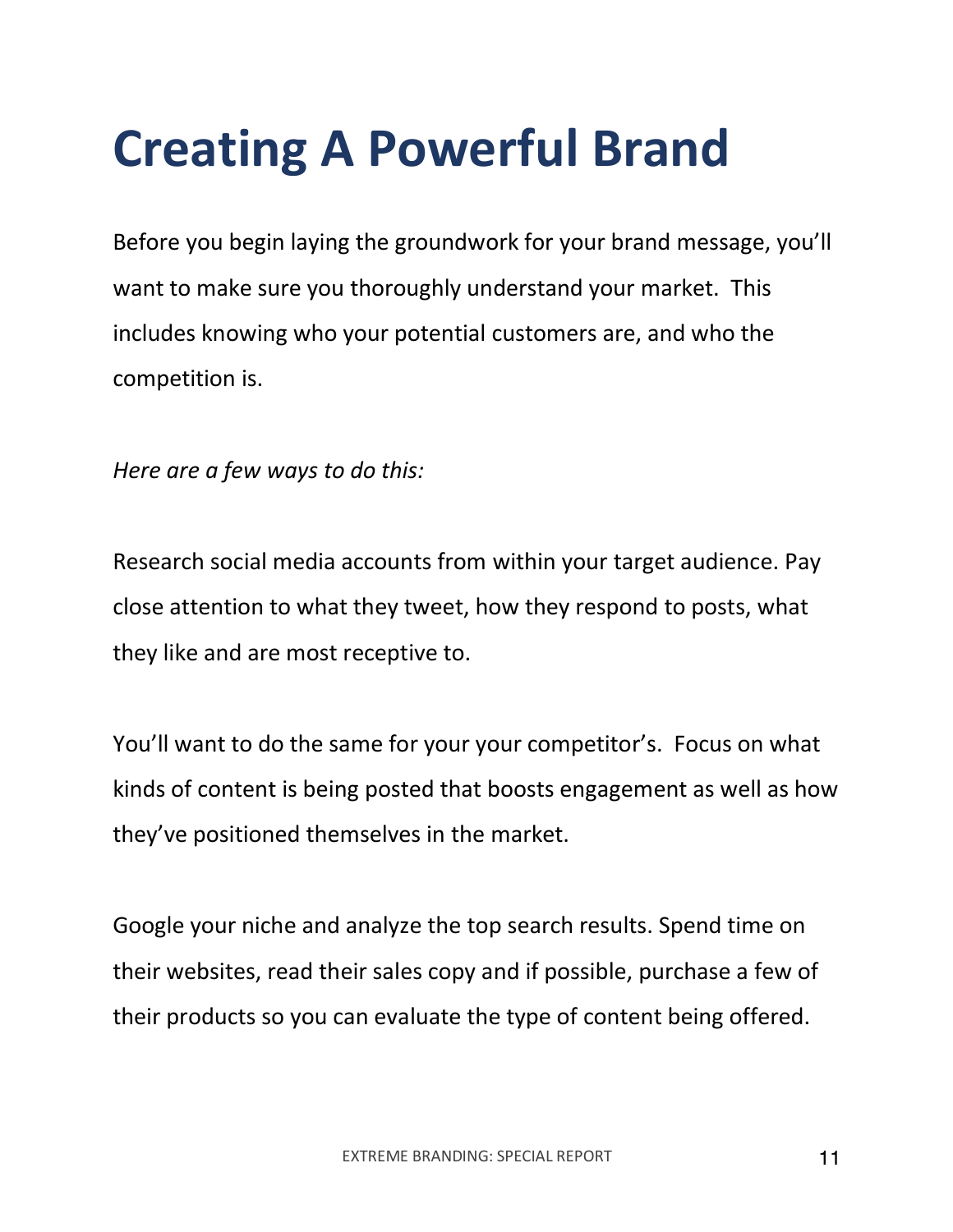# Creating A Powerful Brand

Before you begin laying the groundwork for your brand message, you'll want to make sure you thoroughly understand your market. This includes knowing who your potential customers are, and who the competition is.

*Here are a few ways to do this:*

Research social media accounts from within your target audience. Pay close attention to what they tweet, how they respond to posts, what they like and are most receptive to.

You'll want to do the same for your your competitor's. Focus on what kinds of content is being posted that boosts engagement as well as how they've positioned themselves in the market.

Google your niche and analyze the top search results. Spend time on their websites, read their sales copy and if possible, purchase a few of their products so you can evaluate the type of content being offered.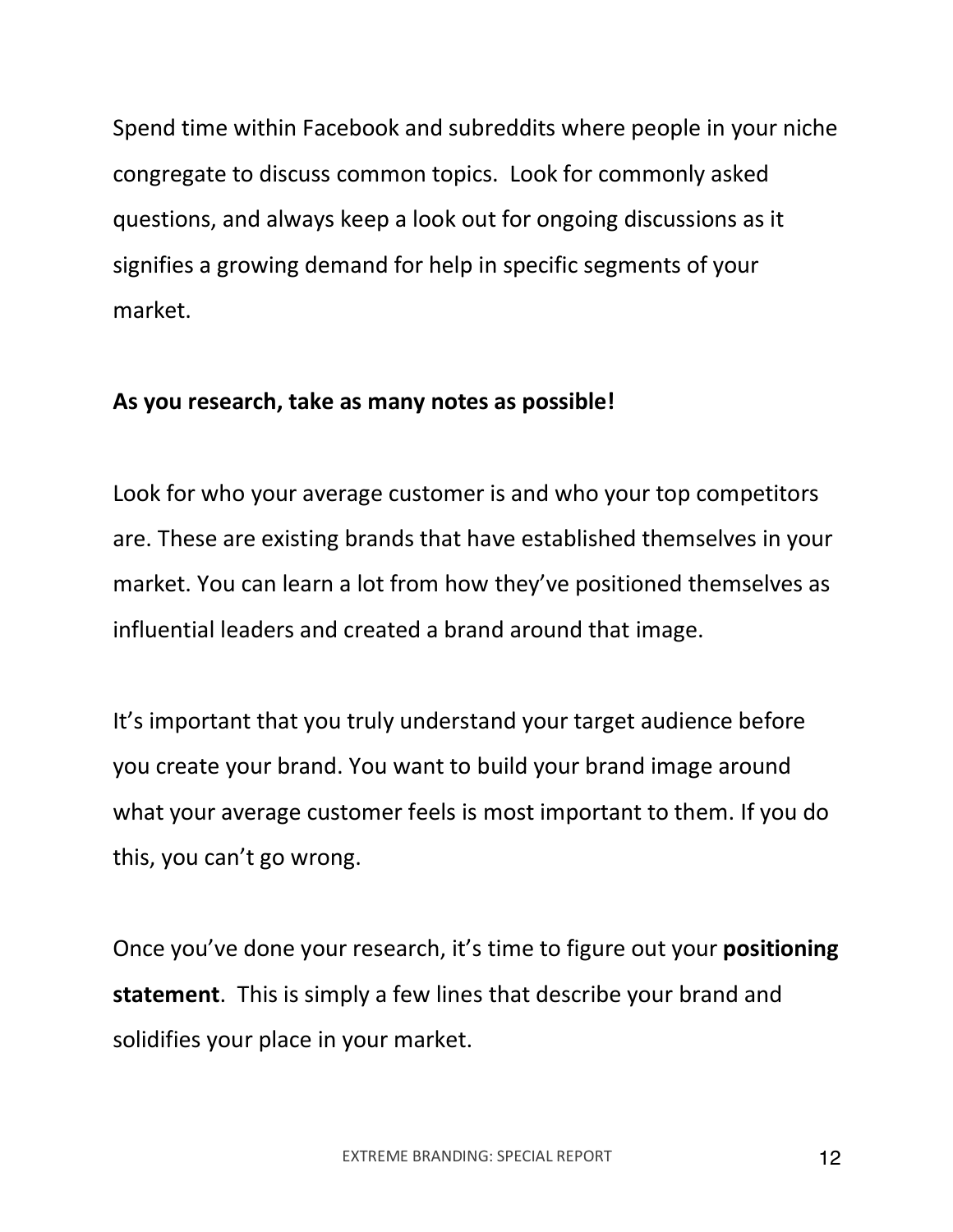Spend time within Facebook and subreddits where people in your niche congregate to discuss common topics.  Look for commonly asked questions, and always keep a look out for ongoing discussions as it signifies a growing demand for help in specific segments of your market.

**As you research, take as many notes as possible!**

Look for who your average customer is and who your top competitors are. These are existing brands that have established themselves in your market. You can learn a lot from how they've positioned themselves as influential leaders and created a brand around that image.

It's important that you truly understand your target audience before you create your brand. You want to build your brand image around what your average customer feels is most important to them. If you do this, you can't go wrong.

Once you've done your research, it's time to figure out your **positioning statement**.  This is simply a few lines that describe your brand and solidifies your place in your market.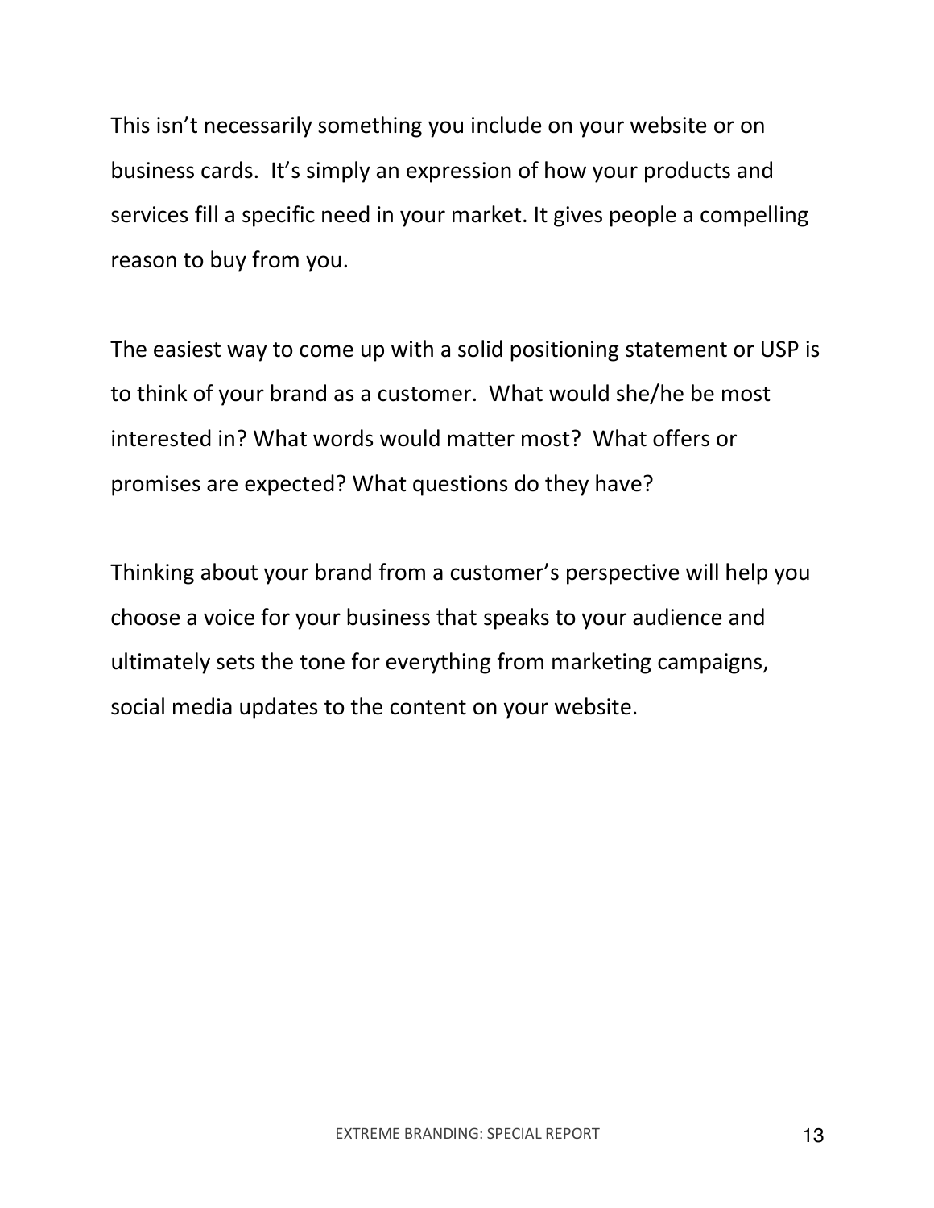This isn't necessarily something you include on your website or on business cards.  It's simply an expression of how your products and services fill a specific need in your market. It gives people a compelling reason to buy from you.

The easiest way to come up with a solid positioning statement or USP is to think of your brand as a customer.  What would she/he be most interested in? What words would matter most?  What offers or promises are expected? What questions do they have?

Thinking about your brand from a customer's perspective will help you choose a voice for your business that speaks to your audience and ultimately sets the tone for everything from marketing campaigns, social media updates to the content on your website.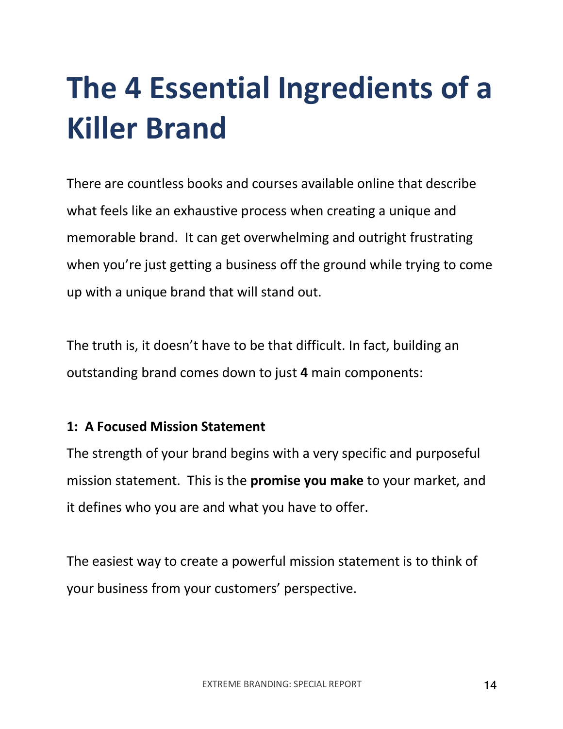# The 4 Essential Ingredients of a Killer Brand

There are countless books and courses available online that describe what feels like an exhaustive process when creating a unique and memorable brand. It can get overwhelming and outright frustrating when you're just getting a business off the ground while trying to come up with a unique brand that will stand out.

The truth is, it doesn't have to be that difficult. In fact, building an outstanding brand comes down to just **4** main components:

**1: A Focused Mission Statement**

The strength of your brand begins with a very specific and purposeful mission statement. This is the **promise you make** to your market, and it defines who you are and what you have to offer.

The easiest way to create a powerful mission statement is to think of your business from your customers' perspective.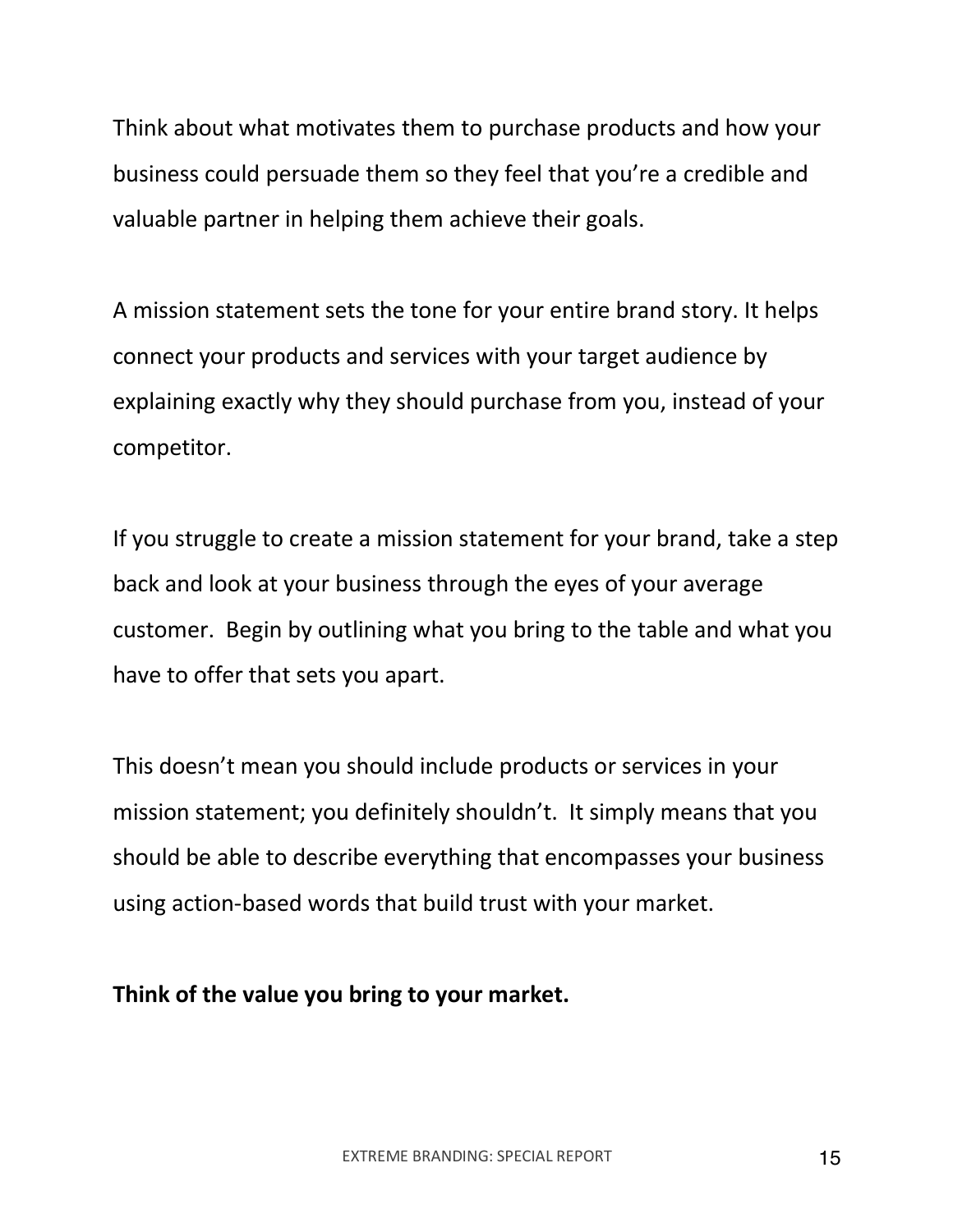Think about what motivates them to purchase products and how your business could persuade them so they feel that you're a credible and valuable partner in helping them achieve their goals.

A mission statement sets the tone for your entire brand story. It helps connect your products and services with your target audience by explaining exactly why they should purchase from you, instead of your competitor.

If you struggle to create a mission statement for your brand, take a step back and look at your business through the eyes of your average customer. Begin by outlining what you bring to the table and what you have to offer that sets you apart.

This doesn't mean you should include products or services in your mission statement; you definitely shouldn't. It simply means that you should be able to describe everything that encompasses your business using action-based words that build trust with your market.

**Think of the value you bring to your market.**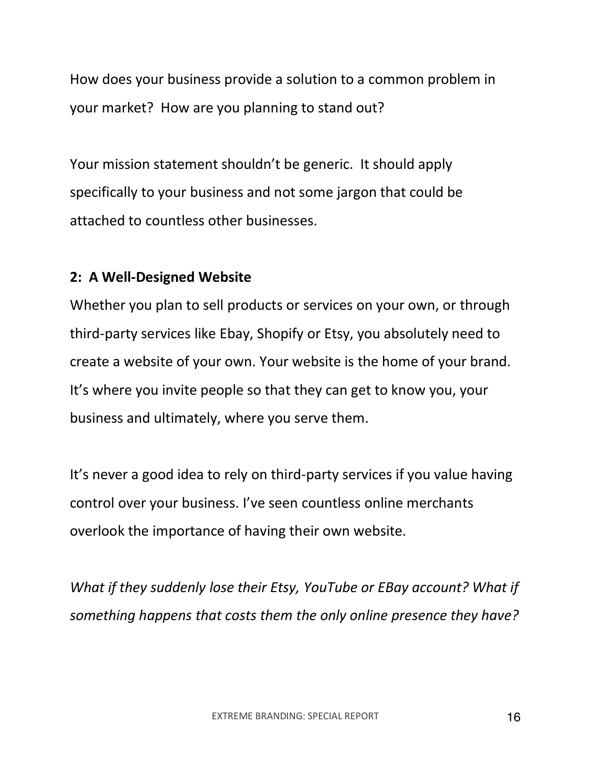How does your business provide a solution to a common problem in your market? How are you planning to stand out?

Your mission statement shouldn't be generic. It should apply specifically to your business and not some jargon that could be attached to countless other businesses.

**2: A Well-Designed Website**

Whether you plan to sell products or services on your own, or through third-party services like Ebay, Shopify or Etsy, you absolutely need to create a website of your own. Your website is the home of your brand. It's where you invite people so that they can get to know you, your business and ultimately, where you serve them.

It's never a good idea to rely on third-party services if you value having control over your business. I've seen countless online merchants overlook the importance of having their own website.

*What if they suddenly lose their Etsy, YouTube or EBay account? What if something happens that costs them the only online presence they have?*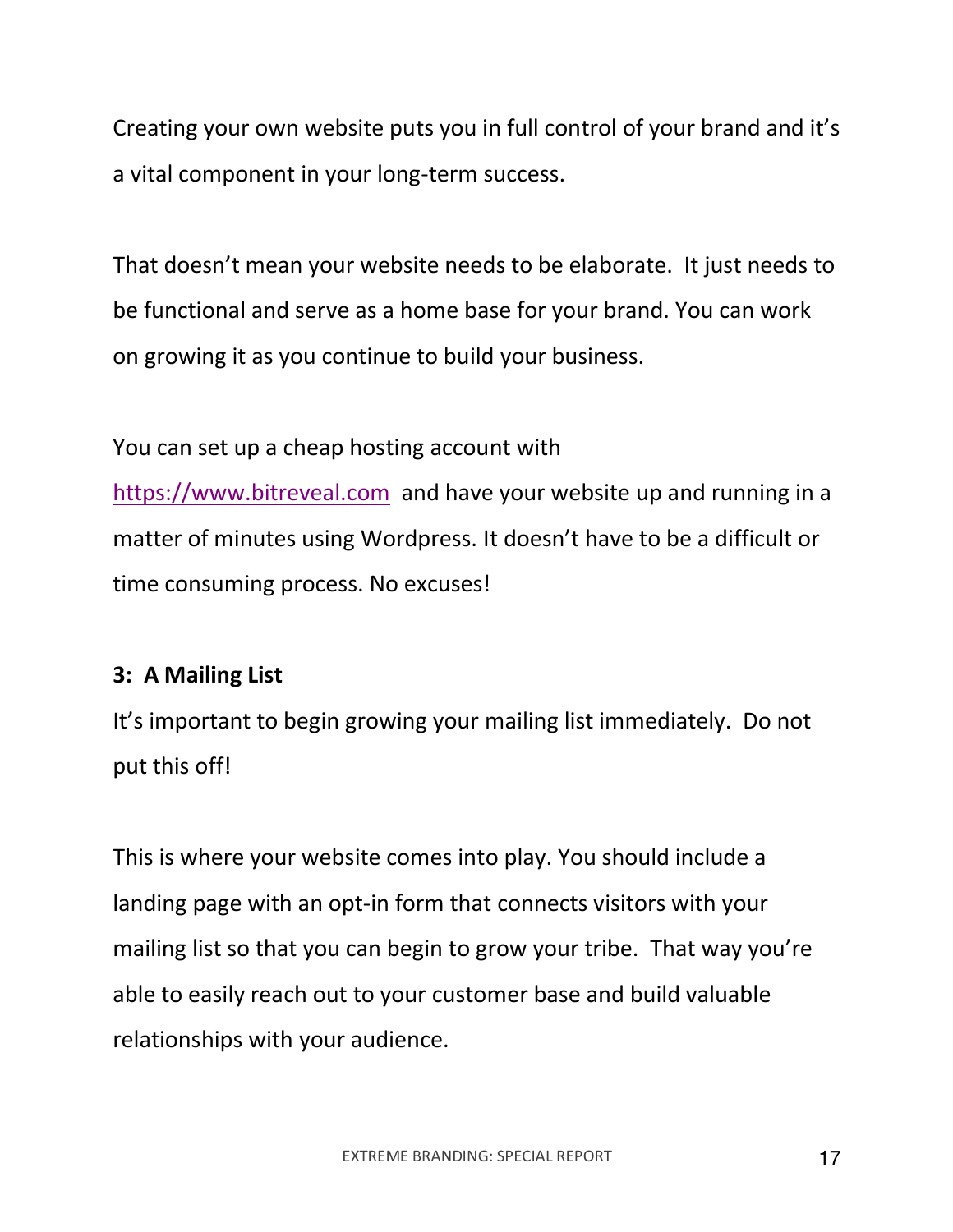Creating your own website puts you in full control of your brand and it's a vital component in your long-term success.

That doesn't mean your website needs to be elaborate. It just needs to be functional and serve as a home base for your brand. You can work on growing it as you continue to build your business.

You can set up a cheap hosting account with https://www.bitreveal.com and have your website up and running in a matter of minutes using Wordpress. It doesn't have to be a difficult or time consuming process. No excuses!

**3: A Mailing List**

It's important to begin growing your mailing list immediately. Do not put this off!

This is where your website comes into play. You should include a landing page with an opt-in form that connects visitors with your mailing list so that you can begin to grow your tribe. That way you're able to easily reach out to your customer base and build valuable relationships with your audience.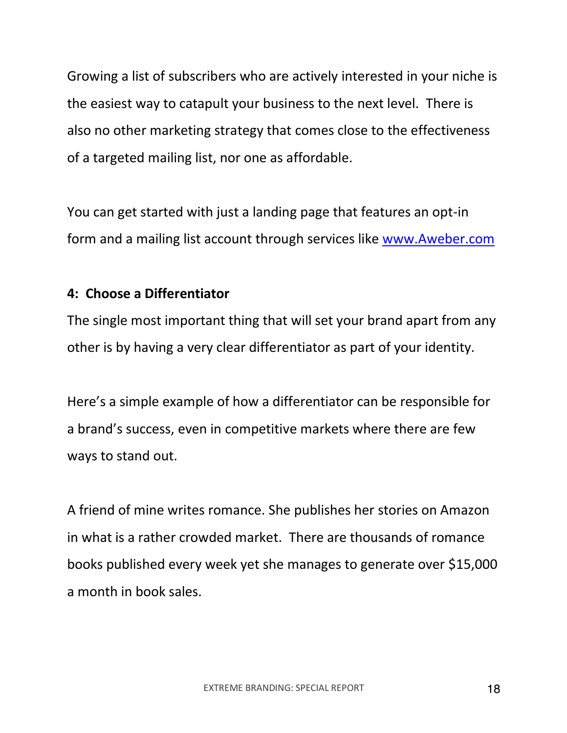Growing a list of subscribers who are actively interested in your niche is the easiest way to catapult your business to the next level. There is also no other marketing strategy that comes close to the effectiveness of a targeted mailing list, nor one as affordable.

You can get started with just a landing page that features an opt-in form and a mailing list account through services like [www.Aweber.com](http://www.Aweber.com)

### 4: Choose a Differentiator

The single most important thing that will set your brand apart from any other is by having a very clear differentiator as part of your identity.

Here's a simple example of how a differentiator can be responsible for a brand's success, even in competitive markets where there are few ways to stand out.

A friend of mine writes romance. She publishes her stories on Amazon in what is a rather crowded market. There are thousands of romance books published every week yet she manages to generate over $15,000 a month in book sales.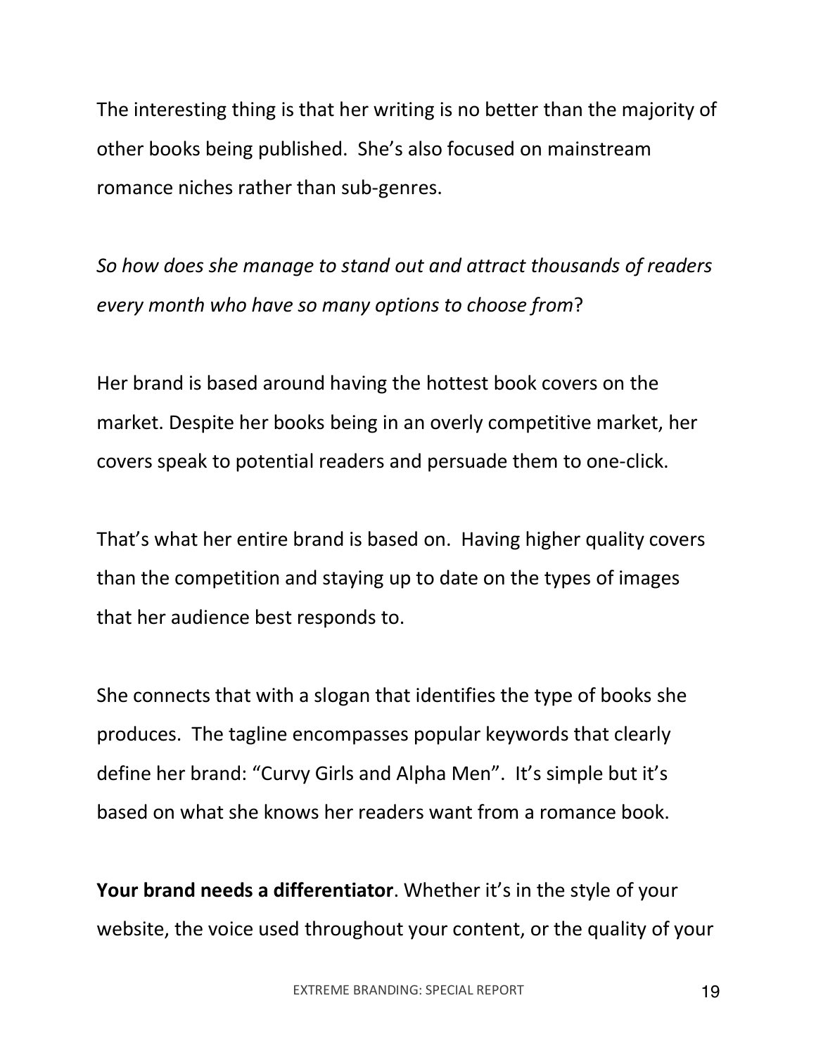The interesting thing is that her writing is no better than the majority of other books being published.  She's also focused on mainstream romance niches rather than sub-genres.

*So how does she manage to stand out and attract thousands of readers every month who have so many options to choose from*?

Her brand is based around having the hottest book covers on the market. Despite her books being in an overly competitive market, her covers speak to potential readers and persuade them to one-click.

That's what her entire brand is based on.  Having higher quality covers than the competition and staying up to date on the types of images that her audience best responds to.

She connects that with a slogan that identifies the type of books she produces.  The tagline encompasses popular keywords that clearly define her brand: "Curvy Girls and Alpha Men".  It's simple but it's based on what she knows her readers want from a romance book.

**Your brand needs a differentiator**. Whether it's in the style of your website, the voice used throughout your content, or the quality of your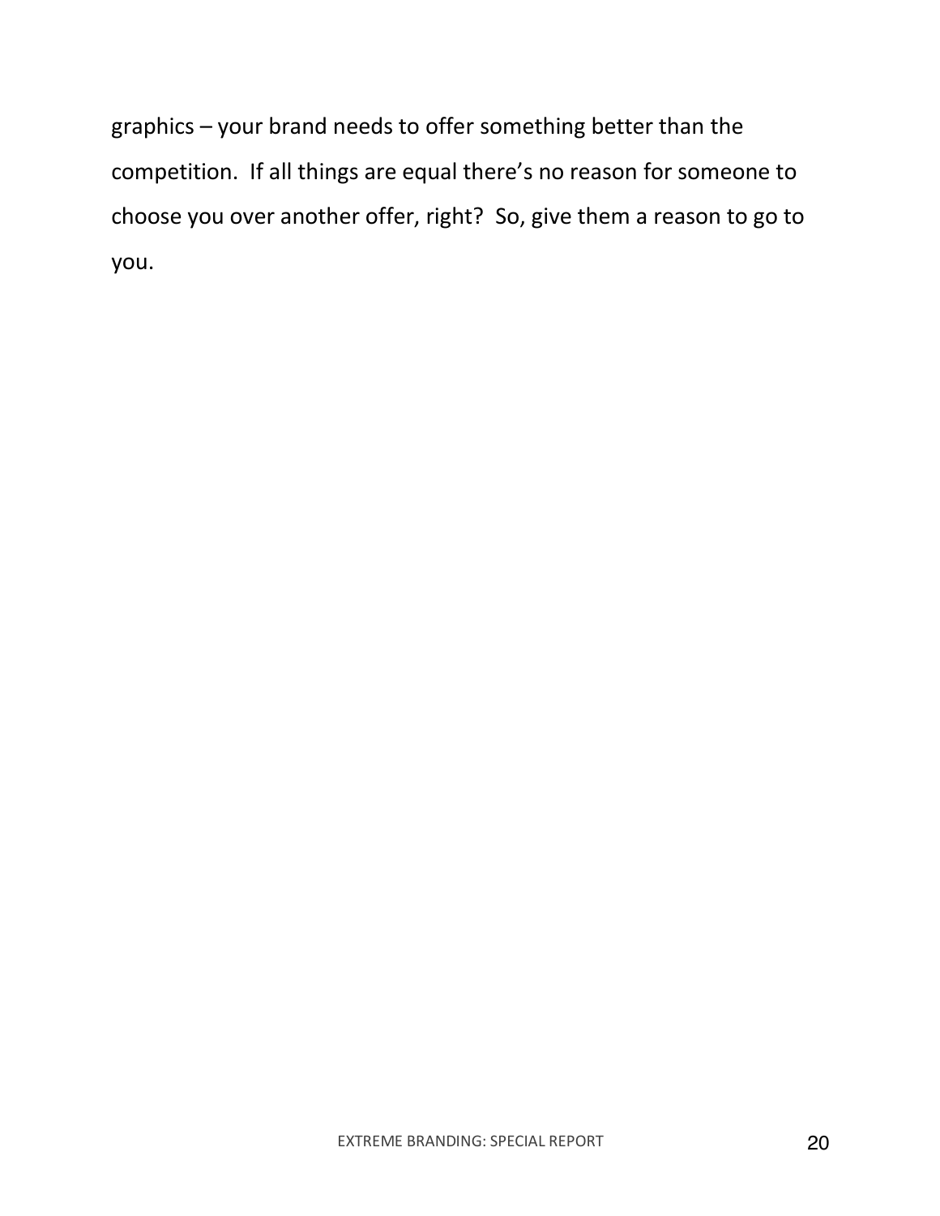graphics – your brand needs to offer something better than the competition. If all things are equal there's no reason for someone to choose you over another offer, right? So, give them a reason to go to you.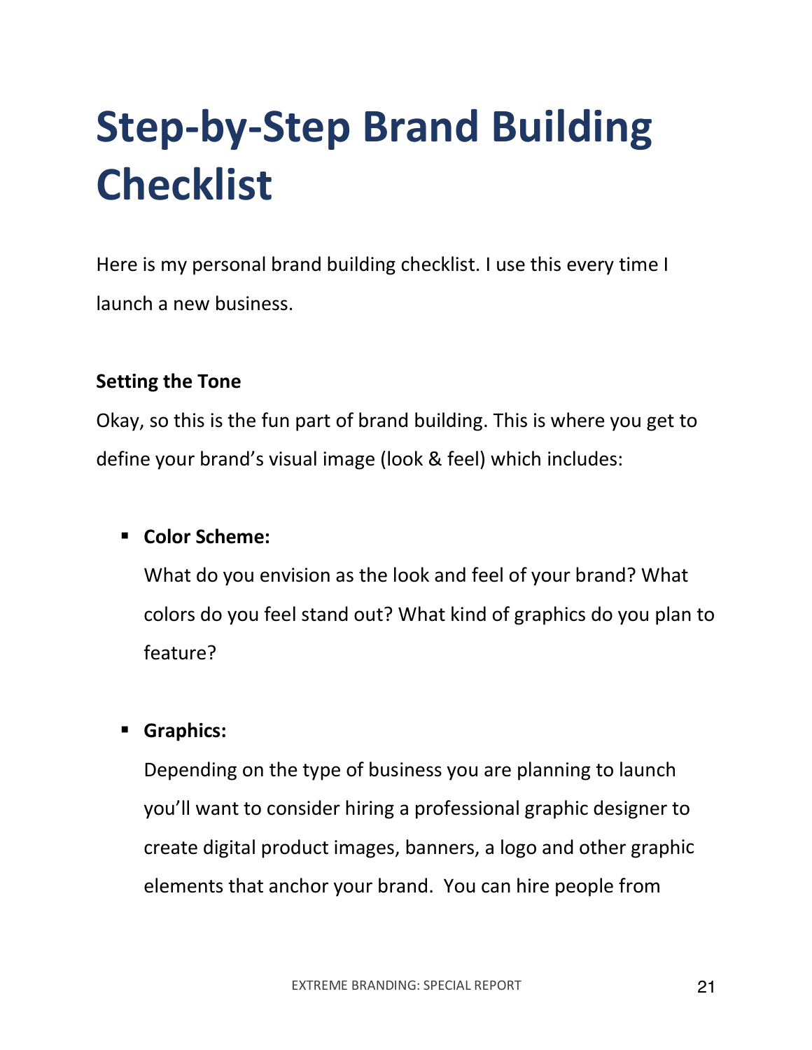# Step-by-Step Brand Building Checklist

Here is my personal brand building checklist. I use this every time I launch a new business.

**Setting the Tone**

Okay, so this is the fun part of brand building. This is where you get to define your brand's visual image (look & feel) which includes:

- **Color Scheme:**

  What do you envision as the look and feel of your brand? What colors do you feel stand out? What kind of graphics do you plan to feature?

- **Graphics:**

  Depending on the type of business you are planning to launch you'll want to consider hiring a professional graphic designer to create digital product images, banners, a logo and other graphic elements that anchor your brand. You can hire people from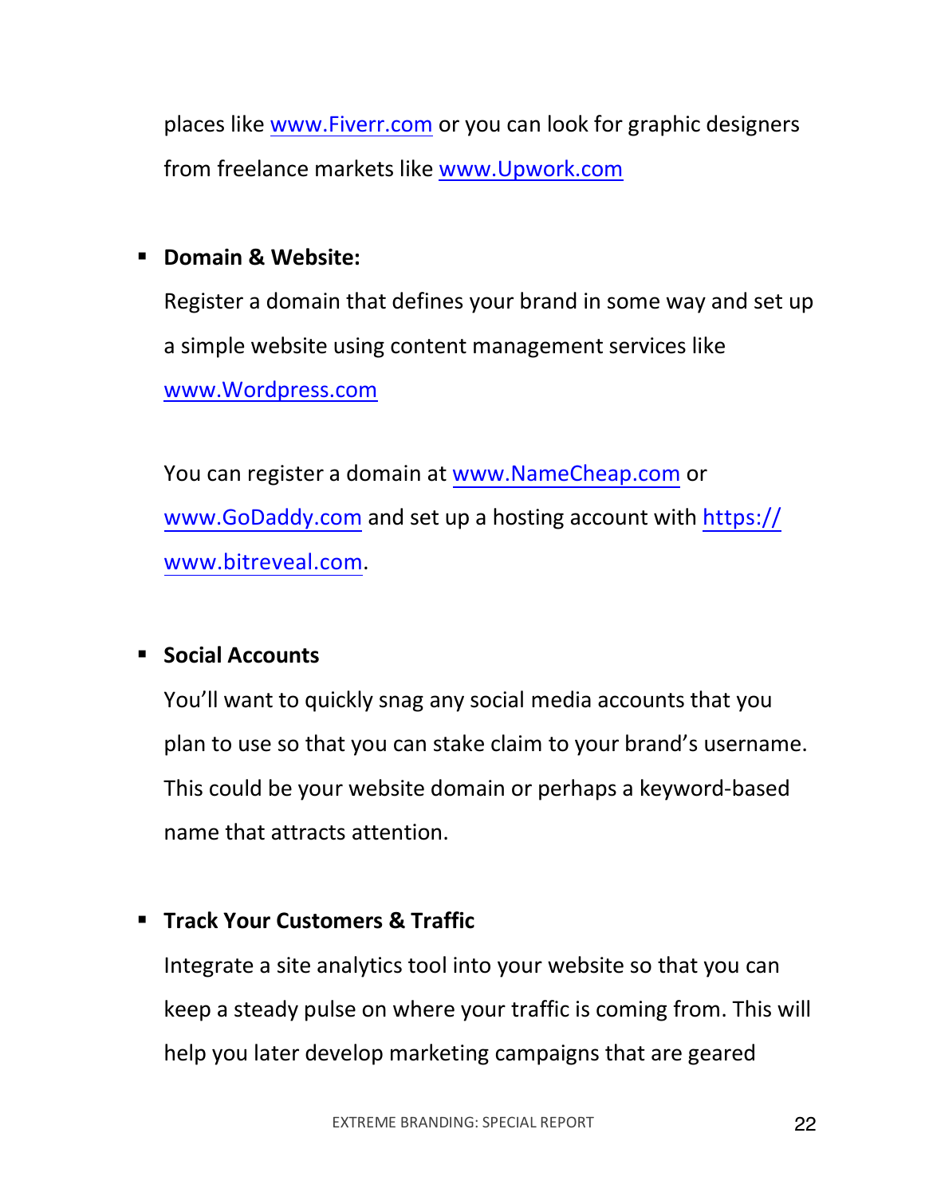places like www.Fiverr.com or you can look for graphic designers from freelance markets like www.Upwork.com

- **Domain & Website:**

  Register a domain that defines your brand in some way and set up a simple website using content management services like www.Wordpress.com

  You can register a domain at www.NameCheap.com or www.GoDaddy.com and set up a hosting account with https://www.bitreveal.com.

- **Social Accounts**

  You'll want to quickly snag any social media accounts that you plan to use so that you can stake claim to your brand's username. This could be your website domain or perhaps a keyword-based name that attracts attention.

- **Track Your Customers & Traffic**

  Integrate a site analytics tool into your website so that you can keep a steady pulse on where your traffic is coming from. This will help you later develop marketing campaigns that are geared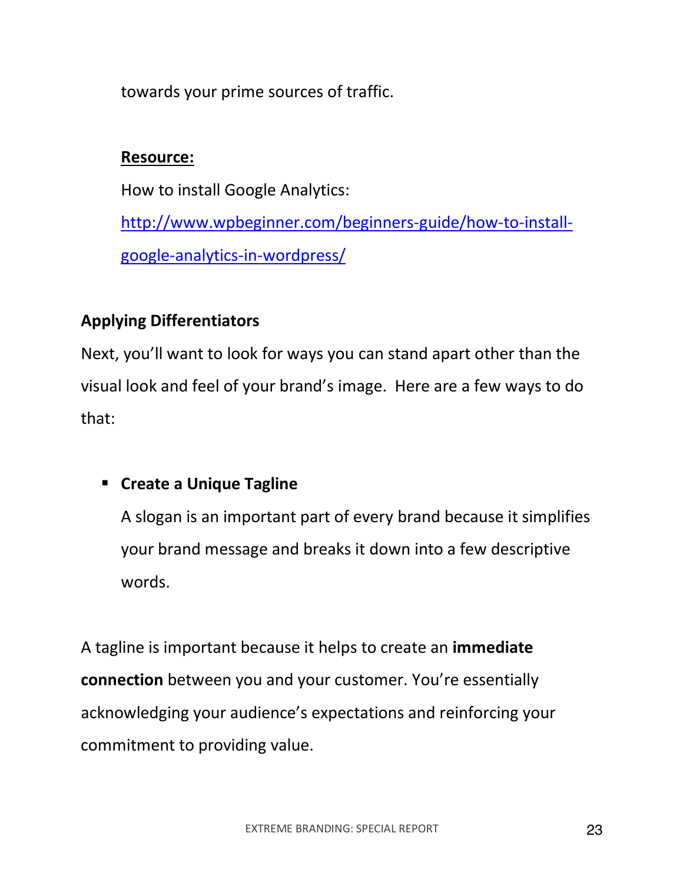towards your prime sources of traffic.

**Resource:**

How to install Google Analytics:

http://www.wpbeginner.com/beginners-guide/how-to-install-google-analytics-in-wordpress/

## Applying Differentiators

Next, you'll want to look for ways you can stand apart other than the visual look and feel of your brand's image. Here are a few ways to do that:

- **Create a Unique Tagline**

  A slogan is an important part of every brand because it simplifies your brand message and breaks it down into a few descriptive words.

A tagline is important because it helps to create an **immediate connection** between you and your customer. You're essentially acknowledging your audience's expectations and reinforcing your commitment to providing value.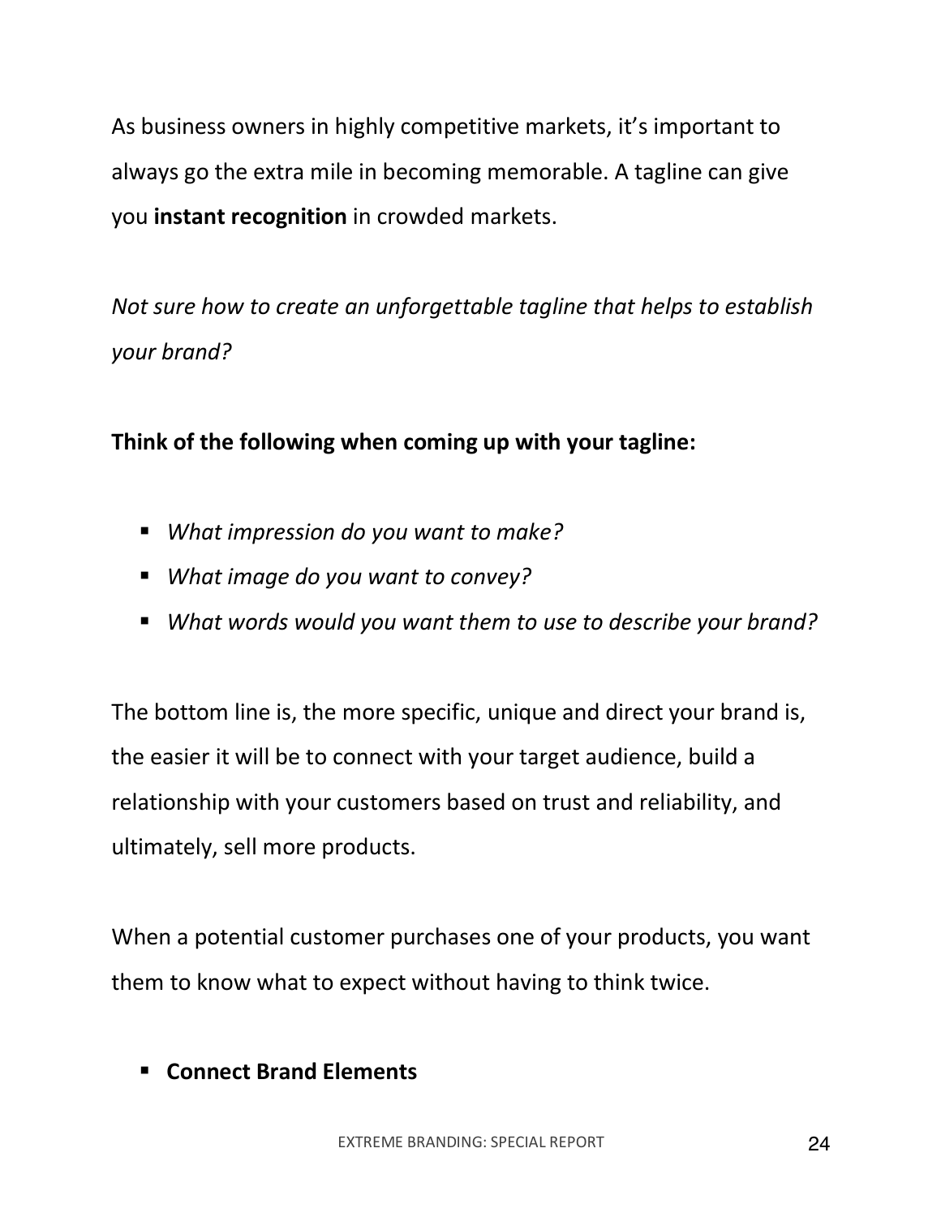As business owners in highly competitive markets, it's important to always go the extra mile in becoming memorable. A tagline can give you **instant recognition** in crowded markets.

*Not sure how to create an unforgettable tagline that helps to establish your brand?*

**Think of the following when coming up with your tagline:**

- *What impression do you want to make?*
- *What image do you want to convey?*
- *What words would you want them to use to describe your brand?*

The bottom line is, the more specific, unique and direct your brand is, the easier it will be to connect with your target audience, build a relationship with your customers based on trust and reliability, and ultimately, sell more products.

When a potential customer purchases one of your products, you want them to know what to expect without having to think twice.

- **Connect Brand Elements**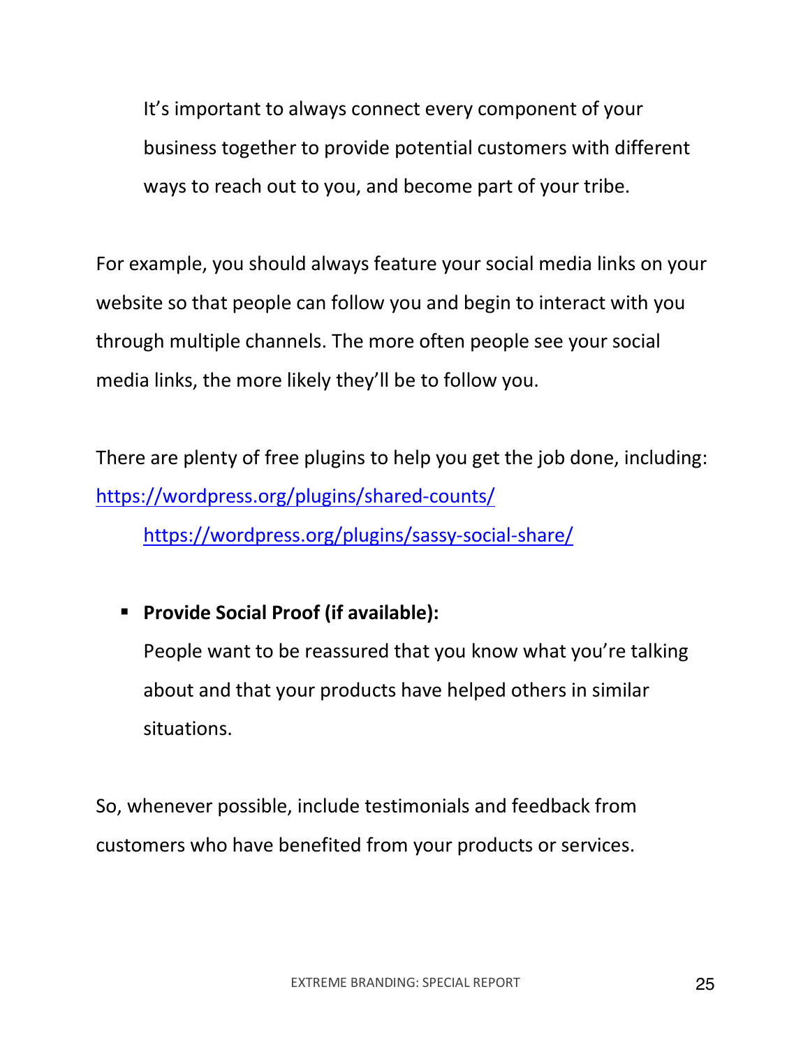It's important to always connect every component of your business together to provide potential customers with different ways to reach out to you, and become part of your tribe.

For example, you should always feature your social media links on your website so that people can follow you and begin to interact with you through multiple channels. The more often people see your social media links, the more likely they'll be to follow you.

There are plenty of free plugins to help you get the job done, including:
https://wordpress.org/plugins/shared-counts/

https://wordpress.org/plugins/sassy-social-share/

- **Provide Social Proof (if available):**
  People want to be reassured that you know what you're talking about and that your products have helped others in similar situations.

So, whenever possible, include testimonials and feedback from customers who have benefited from your products or services.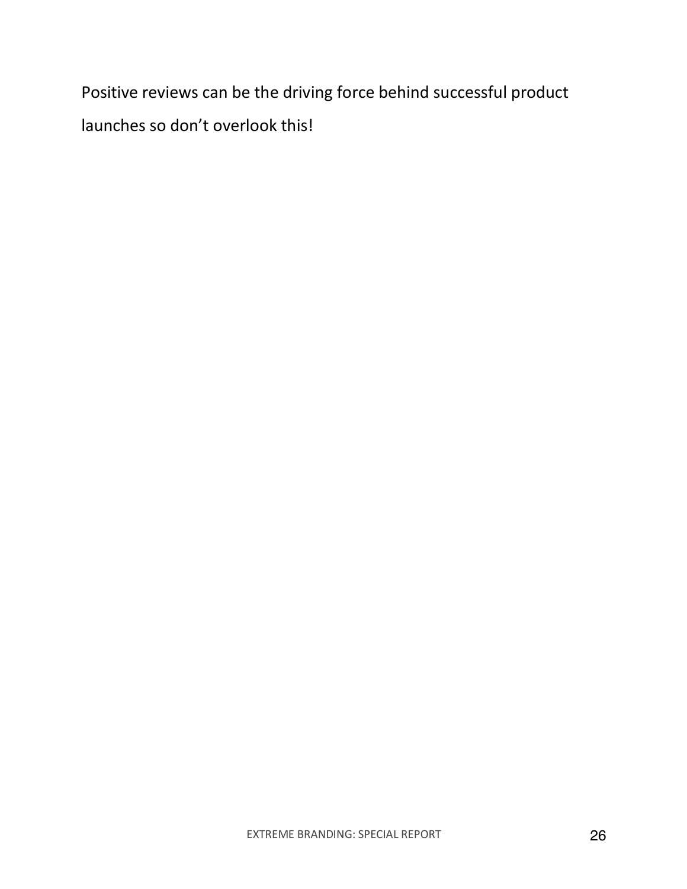Positive reviews can be the driving force behind successful product launches so don't overlook this!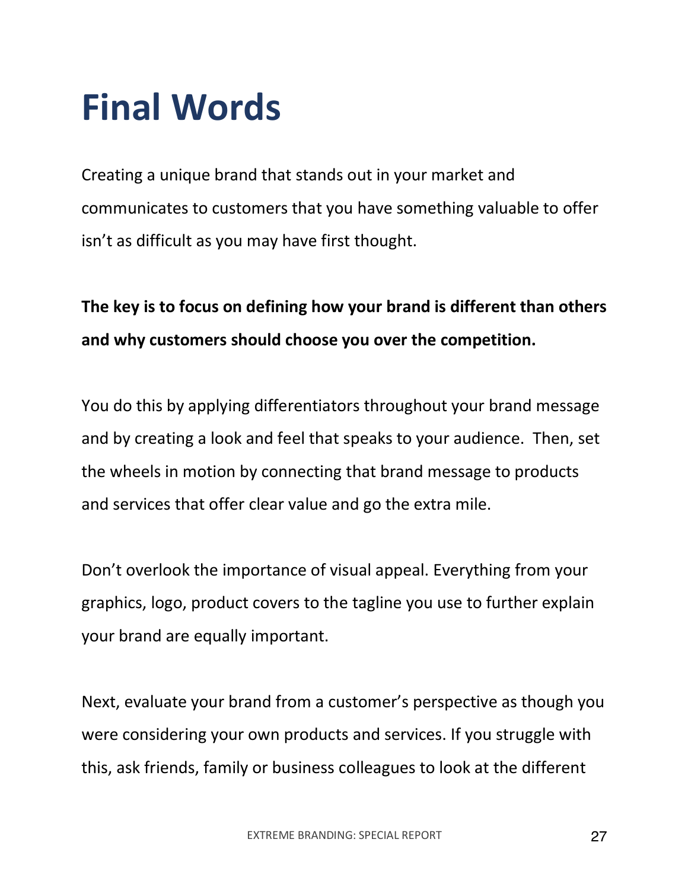# Final Words

Creating a unique brand that stands out in your market and communicates to customers that you have something valuable to offer isn't as difficult as you may have first thought.

**The key is to focus on defining how your brand is different than others and why customers should choose you over the competition.**

You do this by applying differentiators throughout your brand message and by creating a look and feel that speaks to your audience. Then, set the wheels in motion by connecting that brand message to products and services that offer clear value and go the extra mile.

Don't overlook the importance of visual appeal. Everything from your graphics, logo, product covers to the tagline you use to further explain your brand are equally important.

Next, evaluate your brand from a customer's perspective as though you were considering your own products and services. If you struggle with this, ask friends, family or business colleagues to look at the different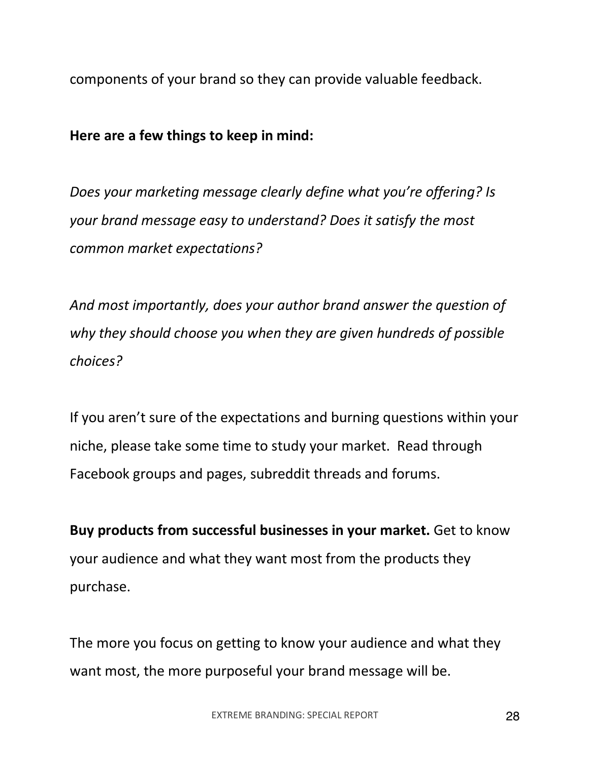components of your brand so they can provide valuable feedback.

**Here are a few things to keep in mind:**

*Does your marketing message clearly define what you're offering? Is your brand message easy to understand? Does it satisfy the most common market expectations?*

*And most importantly, does your author brand answer the question of why they should choose you when they are given hundreds of possible choices?*

If you aren't sure of the expectations and burning questions within your niche, please take some time to study your market.  Read through Facebook groups and pages, subreddit threads and forums.

**Buy products from successful businesses in your market.** Get to know your audience and what they want most from the products they purchase.

The more you focus on getting to know your audience and what they want most, the more purposeful your brand message will be.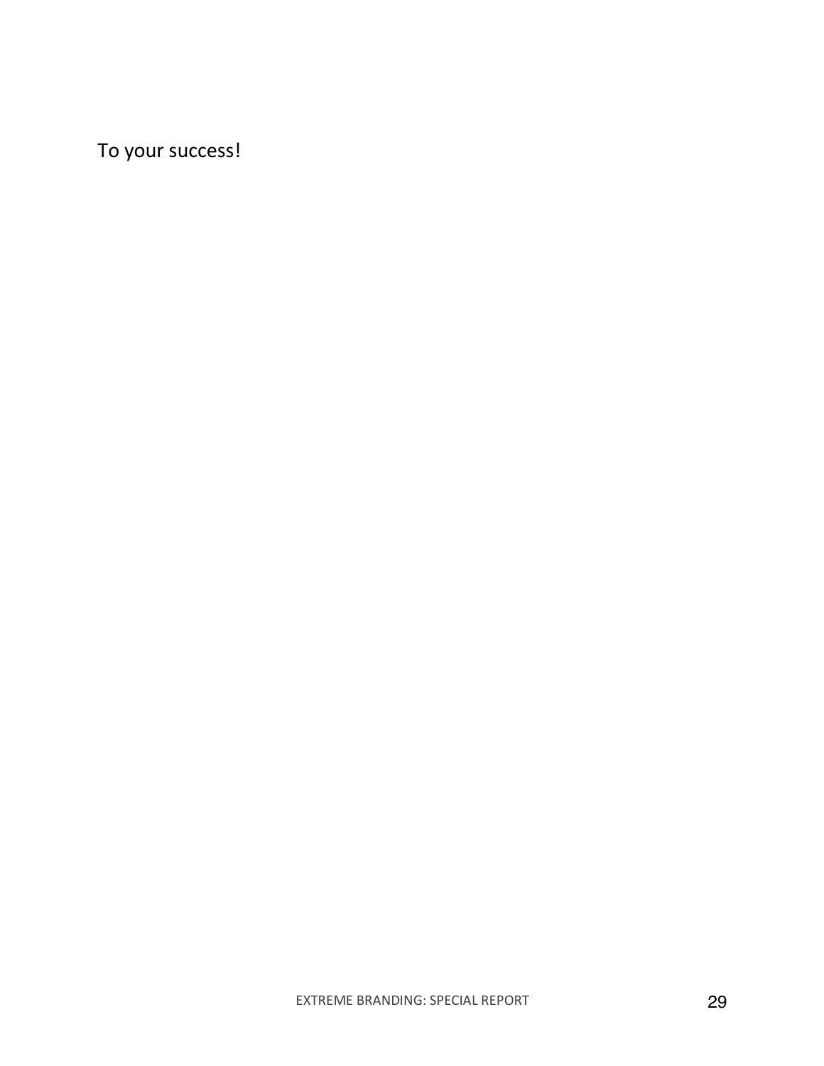To your success!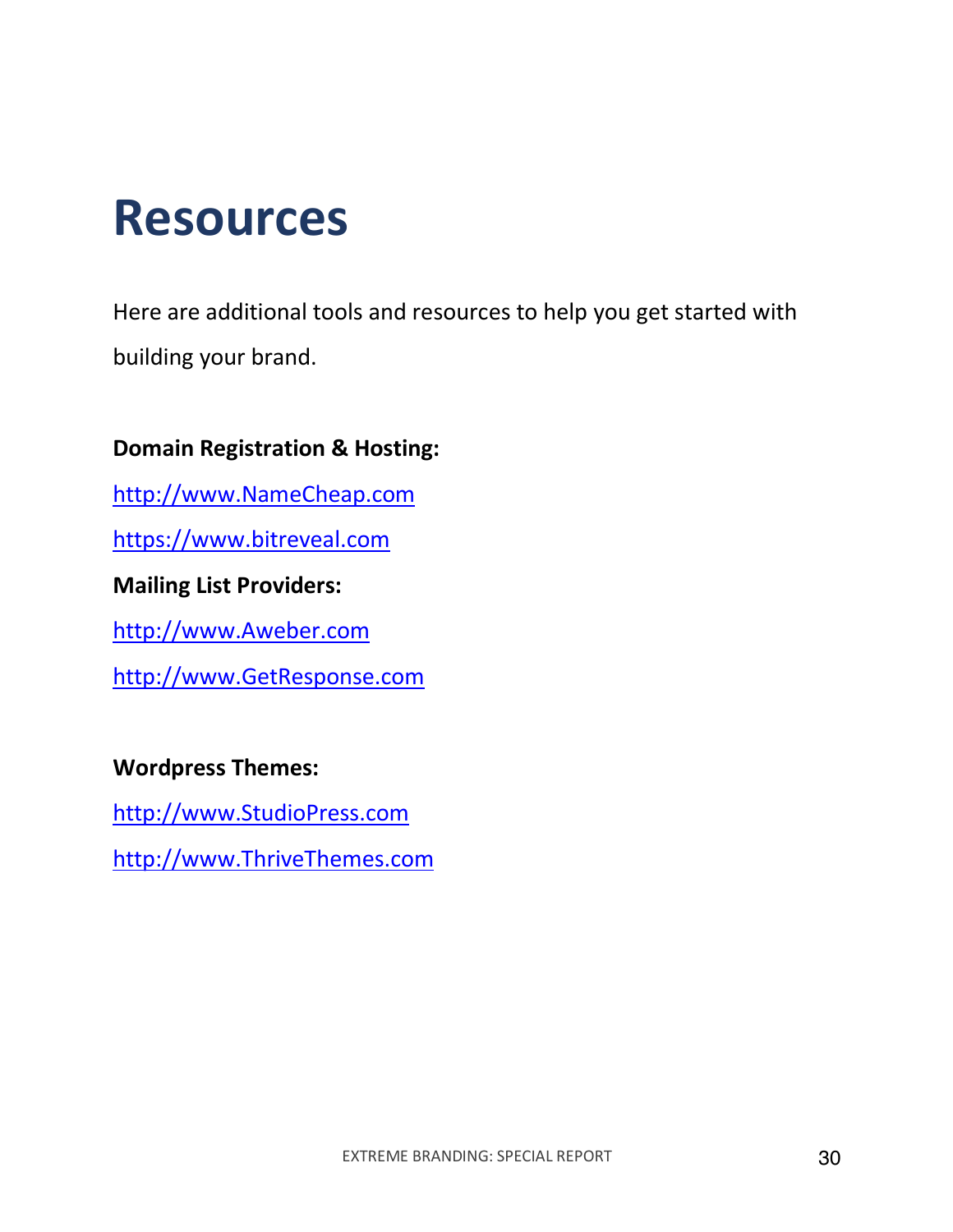# Resources

Here are additional tools and resources to help you get started with building your brand.

**Domain Registration & Hosting:**

http://www.NameCheap.com

https://www.bitreveal.com

**Mailing List Providers:**

http://www.Aweber.com

http://www.GetResponse.com

**Wordpress Themes:**

http://www.StudioPress.com

http://www.ThriveThemes.com